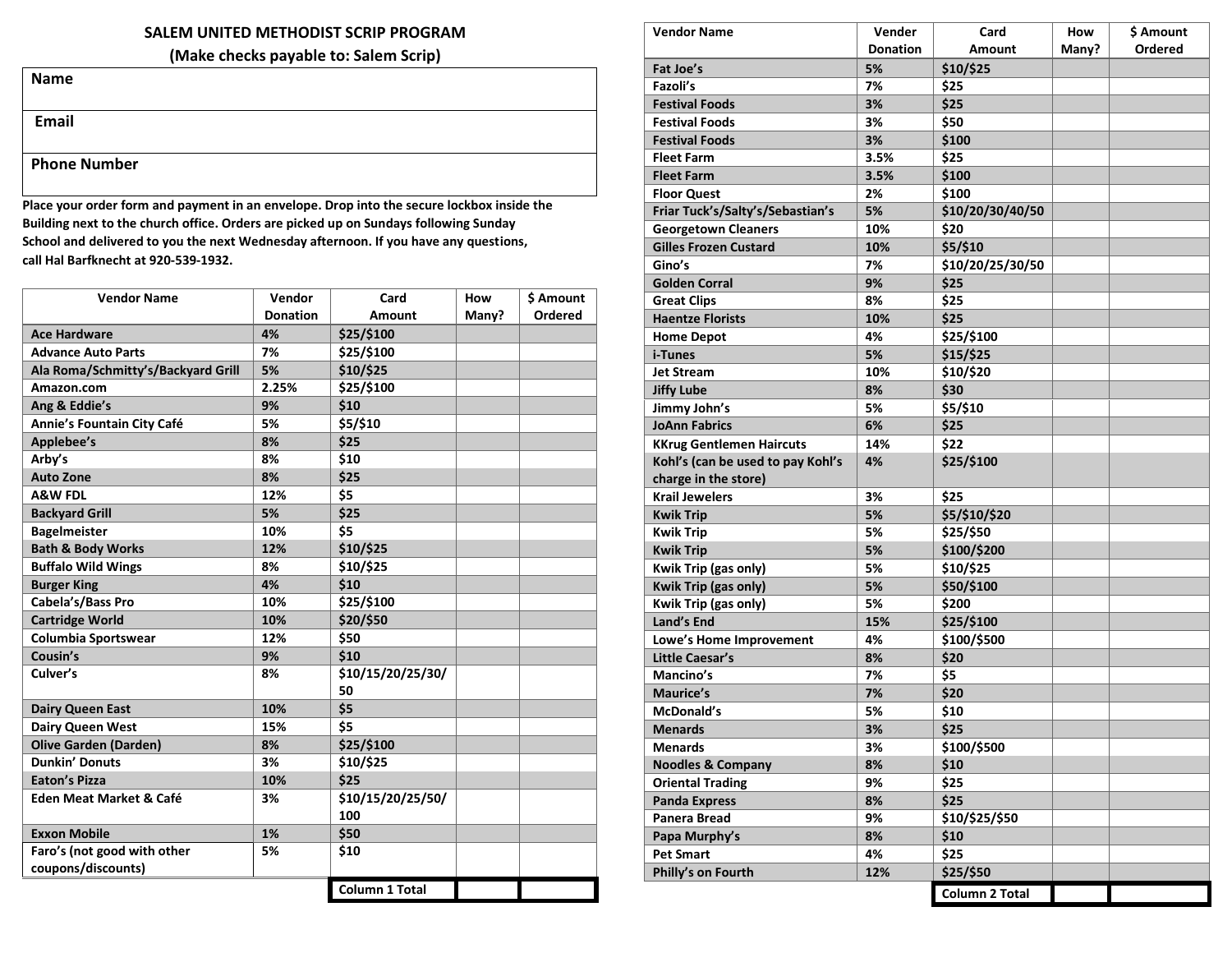# SALEM UNITED METHODIST SCRIP PROGRAM

**(Make checks payable to: Salem Scrip)**

| **Name** |
|---|
| **Email** |
| **Phone Number** |

**Place your order form and payment in an envelope. Drop into the secure lockbox inside the Building next to the church office. Orders are picked up on Sundays following Sunday School and delivered to you the next Wednesday afternoon. If you have any questions, call Hal Barfknecht at 920-539-1932.**

| Vendor Name | Vendor Donation | Card Amount | How Many? | $ Amount Ordered |
|---|---|---|---|---|
| Ace Hardware | 4% | $25/$100 | | |
| Advance Auto Parts | 7% | $25/$100 | | |
| Ala Roma/Schmitty's/Backyard Grill | 5% | $10/$25 | | |
| Amazon.com | 2.25% | $25/$100 | | |
| Ang & Eddie's | 9% | $10 | | |
| Annie's Fountain City Café | 5% | $5/$10 | | |
| Applebee's | 8% | $25 | | |
| Arby's | 8% | $10 | | |
| Auto Zone | 8% | $25 | | |
| A&W FDL | 12% | $5 | | |
| Backyard Grill | 5% | $25 | | |
| Bagelmeister | 10% | $5 | | |
| Bath & Body Works | 12% | $10/$25 | | |
| Buffalo Wild Wings | 8% | $10/$25 | | |
| Burger King | 4% | $10 | | |
| Cabela's/Bass Pro | 10% | $25/$100 | | |
| Cartridge World | 10% | $20/$50 | | |
| Columbia Sportswear | 12% | $50 | | |
| Cousin's | 9% | $10 | | |
| Culver's | 8% | $10/15/20/25/30/50 | | |
| Dairy Queen East | 10% | $5 | | |
| Dairy Queen West | 15% | $5 | | |
| Olive Garden (Darden) | 8% | $25/$100 | | |
| Dunkin' Donuts | 3% | $10/$25 | | |
| Eaton's Pizza | 10% | $25 | | |
| Eden Meat Market & Café | 3% | $10/15/20/25/50/100 | | |
| Exxon Mobile | 1% | $50 | | |
| Faro's (not good with other coupons/discounts) | 5% | $10 | | |
| | | **Column 1 Total** | | |

| Vendor Name | Vender Donation | Card Amount | How Many? | $ Amount Ordered |
|---|---|---|---|---|
| Fat Joe's | 5% | $10/$25 | | |
| Fazoli's | 7% | $25 | | |
| Festival Foods | 3% | $25 | | |
| Festival Foods | 3% | $50 | | |
| Festival Foods | 3% | $100 | | |
| Fleet Farm | 3.5% | $25 | | |
| Fleet Farm | 3.5% | $100 | | |
| Floor Quest | 2% | $100 | | |
| Friar Tuck's/Salty's/Sebastian's | 5% | $10/20/30/40/50 | | |
| Georgetown Cleaners | 10% | $20 | | |
| Gilles Frozen Custard | 10% | $5/$10 | | |
| Gino's | 7% | $10/20/25/30/50 | | |
| Golden Corral | 9% | $25 | | |
| Great Clips | 8% | $25 | | |
| Haentze Florists | 10% | $25 | | |
| Home Depot | 4% | $25/$100 | | |
| i-Tunes | 5% | $15/$25 | | |
| Jet Stream | 10% | $10/$20 | | |
| Jiffy Lube | 8% | $30 | | |
| Jimmy John's | 5% | $5/$10 | | |
| JoAnn Fabrics | 6% | $25 | | |
| KKrug Gentlemen Haircuts | 14% | $22 | | |
| Kohl's (can be used to pay Kohl's charge in the store) | 4% | $25/$100 | | |
| Krail Jewelers | 3% | $25 | | |
| Kwik Trip | 5% | $5/$10/$20 | | |
| Kwik Trip | 5% | $25/$50 | | |
| Kwik Trip | 5% | $100/$200 | | |
| Kwik Trip (gas only) | 5% | $10/$25 | | |
| Kwik Trip (gas only) | 5% | $50/$100 | | |
| Kwik Trip (gas only) | 5% | $200 | | |
| Land's End | 15% | $25/$100 | | |
| Lowe's Home Improvement | 4% | $100/$500 | | |
| Little Caesar's | 8% | $20 | | |
| Mancino's | 7% | $5 | | |
| Maurice's | 7% | $20 | | |
| McDonald's | 5% | $10 | | |
| Menards | 3% | $25 | | |
| Menards | 3% | $100/$500 | | |
| Noodles & Company | 8% | $10 | | |
| Oriental Trading | 9% | $25 | | |
| Panda Express | 8% | $25 | | |
| Panera Bread | 9% | $10/$25/$50 | | |
| Papa Murphy's | 8% | $10 | | |
| Pet Smart | 4% | $25 | | |
| Philly's on Fourth | 12% | $25/$50 | | |
| | | **Column 2 Total** | | |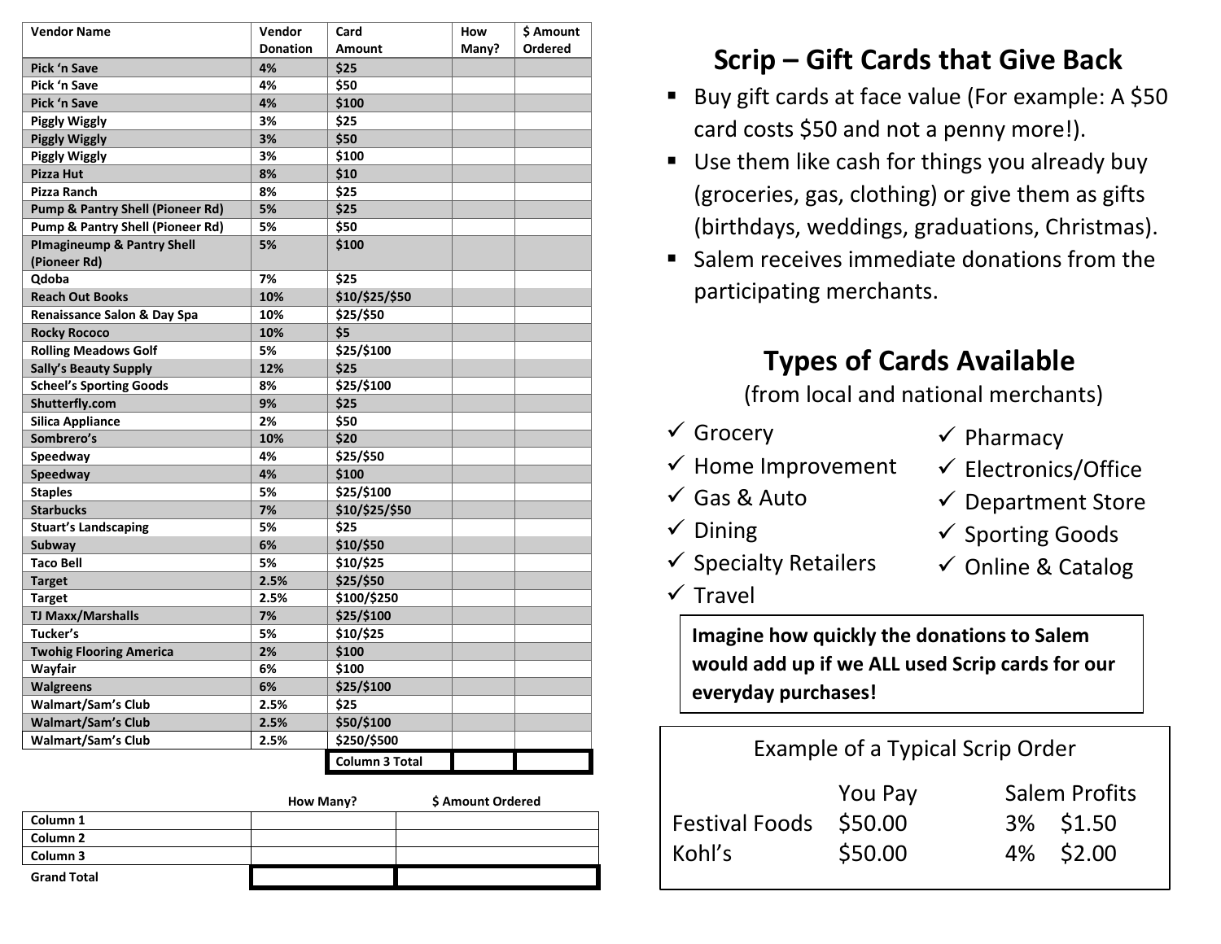| Vendor Name | Vendor Donation | Card Amount | How Many? | $ Amount Ordered |
|---|---|---|---|---|
| Pick 'n Save | 4% | $25 | | |
| Pick 'n Save | 4% | $50 | | |
| Pick 'n Save | 4% | $100 | | |
| Piggly Wiggly | 3% | $25 | | |
| Piggly Wiggly | 3% | $50 | | |
| Piggly Wiggly | 3% | $100 | | |
| Pizza Hut | 8% | $10 | | |
| Pizza Ranch | 8% | $25 | | |
| Pump & Pantry Shell (Pioneer Rd) | 5% | $25 | | |
| Pump & Pantry Shell (Pioneer Rd) | 5% | $50 | | |
| PImagineump & Pantry Shell (Pioneer Rd) | 5% | $100 | | |
| Qdoba | 7% | $25 | | |
| Reach Out Books | 10% | $10/$25/$50 | | |
| Renaissance Salon & Day Spa | 10% | $25/$50 | | |
| Rocky Rococo | 10% | $5 | | |
| Rolling Meadows Golf | 5% | $25/$100 | | |
| Sally's Beauty Supply | 12% | $25 | | |
| Scheel's Sporting Goods | 8% | $25/$100 | | |
| Shutterfly.com | 9% | $25 | | |
| Silica Appliance | 2% | $50 | | |
| Sombrero's | 10% | $20 | | |
| Speedway | 4% | $25/$50 | | |
| Speedway | 4% | $100 | | |
| Staples | 5% | $25/$100 | | |
| Starbucks | 7% | $10/$25/$50 | | |
| Stuart's Landscaping | 5% | $25 | | |
| Subway | 6% | $10/$50 | | |
| Taco Bell | 5% | $10/$25 | | |
| Target | 2.5% | $25/$50 | | |
| Target | 2.5% | $100/$250 | | |
| TJ Maxx/Marshalls | 7% | $25/$100 | | |
| Tucker's | 5% | $10/$25 | | |
| Twohig Flooring America | 2% | $100 | | |
| Wayfair | 6% | $100 | | |
| Walgreens | 6% | $25/$100 | | |
| Walmart/Sam's Club | 2.5% | $25 | | |
| Walmart/Sam's Club | 2.5% | $50/$100 | | |
| Walmart/Sam's Club | 2.5% | $250/$500 | | |
| | | Column 3 Total | | |

| | How Many? | $ Amount Ordered |
|---|---|---|
| Column 1 | | |
| Column 2 | | |
| Column 3 | | |
| Grand Total | | |

# Scrip – Gift Cards that Give Back

- Buy gift cards at face value (For example: A $50 card costs $50 and not a penny more!).
- Use them like cash for things you already buy (groceries, gas, clothing) or give them as gifts (birthdays, weddings, graduations, Christmas).
- Salem receives immediate donations from the participating merchants.

## Types of Cards Available

(from local and national merchants)

- ✓ Grocery
- ✓ Home Improvement
- ✓ Gas & Auto
- ✓ Dining
- ✓ Specialty Retailers
- ✓ Travel
- ✓ Pharmacy
- ✓ Electronics/Office
- ✓ Department Store
- ✓ Sporting Goods
- ✓ Online & Catalog

**Imagine how quickly the donations to Salem would add up if we ALL used Scrip cards for our everyday purchases!**

Example of a Typical Scrip Order

| | You Pay | Salem Profits | |
|---|---|---|---|
| Festival Foods | $50.00 | 3% | $1.50 |
| Kohl's | $50.00 | 4% | $2.00 |